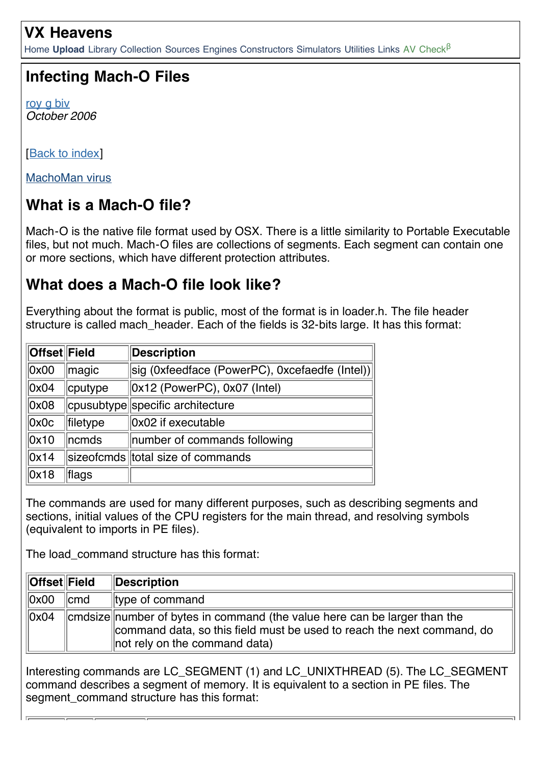# VX Heavens

Home **Upload** Library Collection Sources Engines Constructors Simulators Utilities Links AV Check[β]

## Infecting Mach-O Files

roy g biv
*October 2006*

[Back to index]

MachoMan virus

## What is a Mach-O file?

Mach-O is the native file format used by OSX. There is a little similarity to Portable Executable files, but not much. Mach-O files are collections of segments. Each segment can contain one or more sections, which have different protection attributes.

## What does a Mach-O file look like?

Everything about the format is public, most of the format is in loader.h. The file header structure is called mach_header. Each of the fields is 32-bits large. It has this format:

| Offset | Field | Description |
|---|---|---|
| 0x00 | magic | sig (0xfeedface (PowerPC), 0xcefaedfe (Intel)) |
| 0x04 | cputype | 0x12 (PowerPC), 0x07 (Intel) |
| 0x08 | cpusubtype | specific architecture |
| 0x0c | filetype | 0x02 if executable |
| 0x10 | ncmds | number of commands following |
| 0x14 | sizeofcmds | total size of commands |
| 0x18 | flags | |

The commands are used for many different purposes, such as describing segments and sections, initial values of the CPU registers for the main thread, and resolving symbols (equivalent to imports in PE files).

The load_command structure has this format:

| Offset | Field | Description |
|---|---|---|
| 0x00 | cmd | type of command |
| 0x04 | cmdsize | number of bytes in command (the value here can be larger than the command data, so this field must be used to reach the next command, do not rely on the command data) |

Interesting commands are LC_SEGMENT (1) and LC_UNIXTHREAD (5). The LC_SEGMENT command describes a segment of memory. It is equivalent to a section in PE files. The segment_command structure has this format: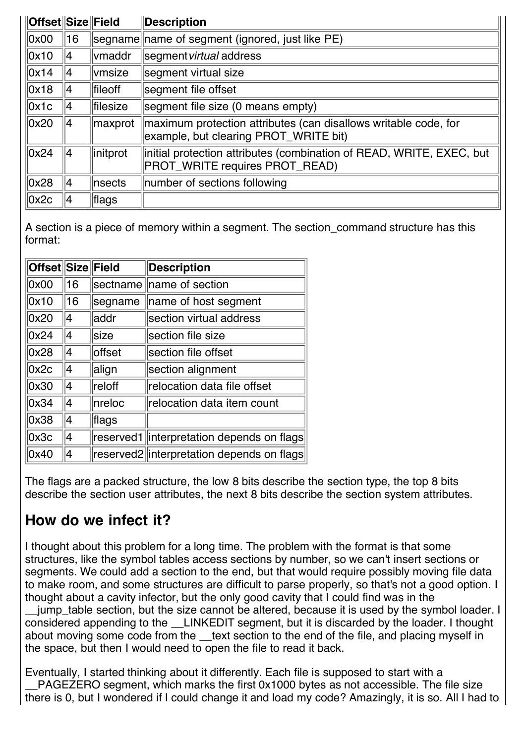| Offset | Size | Field | Description |
|---|---|---|---|
| 0x00 | 16 | segname | name of segment (ignored, just like PE) |
| 0x10 | 4 | vmaddr | segment *virtual* address |
| 0x14 | 4 | vmsize | segment virtual size |
| 0x18 | 4 | fileoff | segment file offset |
| 0x1c | 4 | filesize | segment file size (0 means empty) |
| 0x20 | 4 | maxprot | maximum protection attributes (can disallows writable code, for example, but clearing PROT_WRITE bit) |
| 0x24 | 4 | initprot | initial protection attributes (combination of READ, WRITE, EXEC, but PROT_WRITE requires PROT_READ) |
| 0x28 | 4 | nsects | number of sections following |
| 0x2c | 4 | flags | |

A section is a piece of memory within a segment. The section_command structure has this format:

| Offset | Size | Field | Description |
|---|---|---|---|
| 0x00 | 16 | sectname | name of section |
| 0x10 | 16 | segname | name of host segment |
| 0x20 | 4 | addr | section virtual address |
| 0x24 | 4 | size | section file size |
| 0x28 | 4 | offset | section file offset |
| 0x2c | 4 | align | section alignment |
| 0x30 | 4 | reloff | relocation data file offset |
| 0x34 | 4 | nreloc | relocation data item count |
| 0x38 | 4 | flags | |
| 0x3c | 4 | reserved1 | interpretation depends on flags |
| 0x40 | 4 | reserved2 | interpretation depends on flags |

The flags are a packed structure, the low 8 bits describe the section type, the top 8 bits describe the section user attributes, the next 8 bits describe the section system attributes.

## How do we infect it?

I thought about this problem for a long time. The problem with the format is that some structures, like the symbol tables access sections by number, so we can't insert sections or segments. We could add a section to the end, but that would require possibly moving file data to make room, and some structures are difficult to parse properly, so that's not a good option. I thought about a cavity infector, but the only good cavity that I could find was in the __jump_table section, but the size cannot be altered, because it is used by the symbol loader. I considered appending to the __LINKEDIT segment, but it is discarded by the loader. I thought about moving some code from the __text section to the end of the file, and placing myself in the space, but then I would need to open the file to read it back.

Eventually, I started thinking about it differently. Each file is supposed to start with a __PAGEZERO segment, which marks the first 0x1000 bytes as not accessible. The file size there is 0, but I wondered if I could change it and load my code? Amazingly, it is so. All I had to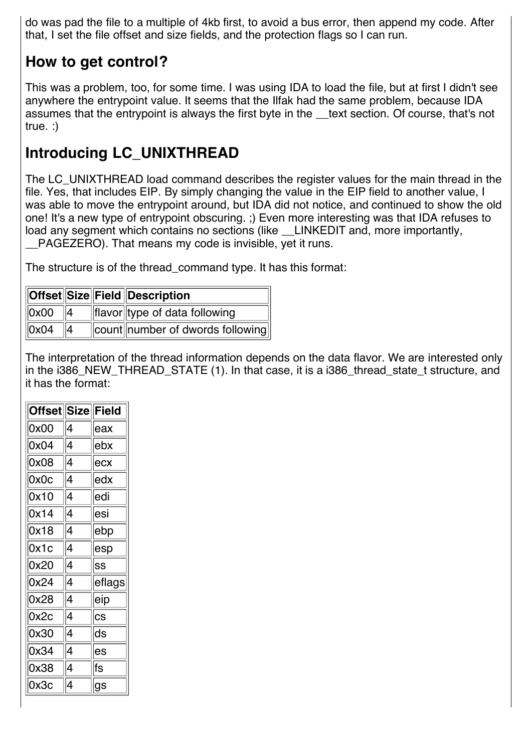do was pad the file to a multiple of 4kb first, to avoid a bus error, then append my code. After that, I set the file offset and size fields, and the protection flags so I can run.

## How to get control?

This was a problem, too, for some time. I was using IDA to load the file, but at first I didn't see anywhere the entrypoint value. It seems that the Ilfak had the same problem, because IDA assumes that the entrypoint is always the first byte in the __text section. Of course, that's not true. :)

## Introducing LC_UNIXTHREAD

The LC_UNIXTHREAD load command describes the register values for the main thread in the file. Yes, that includes EIP. By simply changing the value in the EIP field to another value, I was able to move the entrypoint around, but IDA did not notice, and continued to show the old one! It's a new type of entrypoint obscuring. ;) Even more interesting was that IDA refuses to load any segment which contains no sections (like __LINKEDIT and, more importantly, __PAGEZERO). That means my code is invisible, yet it runs.

The structure is of the thread_command type. It has this format:

| Offset | Size | Field | Description |
|---|---|---|---|
| 0x00 | 4 | flavor | type of data following |
| 0x04 | 4 | count | number of dwords following |

The interpretation of the thread information depends on the data flavor. We are interested only in the i386_NEW_THREAD_STATE (1). In that case, it is a i386_thread_state_t structure, and it has the format:

| Offset | Size | Field |
|---|---|---|
| 0x00 | 4 | eax |
| 0x04 | 4 | ebx |
| 0x08 | 4 | ecx |
| 0x0c | 4 | edx |
| 0x10 | 4 | edi |
| 0x14 | 4 | esi |
| 0x18 | 4 | ebp |
| 0x1c | 4 | esp |
| 0x20 | 4 | ss |
| 0x24 | 4 | eflags |
| 0x28 | 4 | eip |
| 0x2c | 4 | cs |
| 0x30 | 4 | ds |
| 0x34 | 4 | es |
| 0x38 | 4 | fs |
| 0x3c | 4 | gs |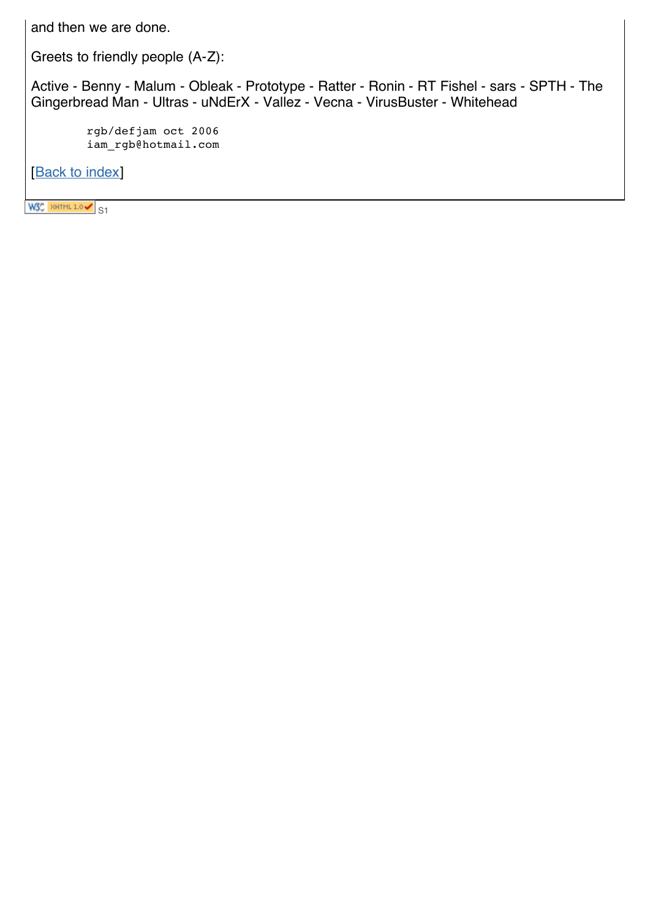and then we are done.

Greets to friendly people (A-Z):

Active - Benny - Malum - Obleak - Prototype - Ratter - Ronin - RT Fishel - sars - SPTH - The Gingerbread Man - Ultras - uNdErX - Vallez - Vecna - VirusBuster - Whitehead

```
        rgb/defjam oct 2006
        iam_rgb@hotmail.com
```

[Back to index]

S1